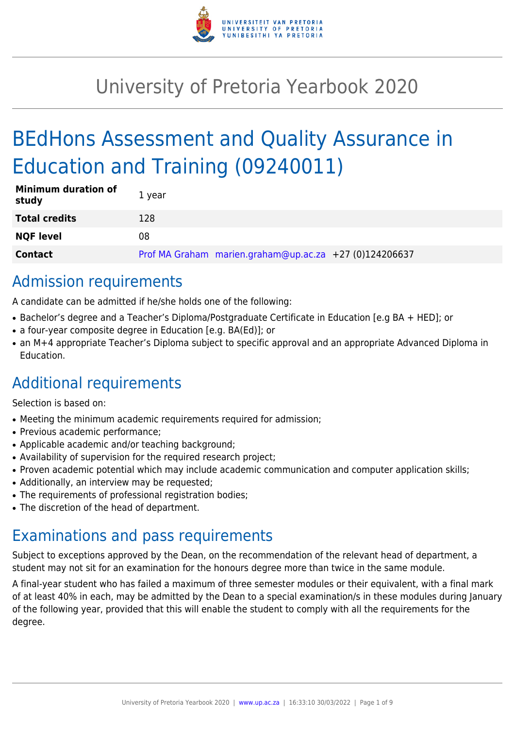# University of Pretoria Yearbook 2020

# BEdHons Assessment and Quality Assurance in Education and Training (09240011)

| | |
|---|---|
| **Minimum duration of study** | 1 year |
| **Total credits** | 128 |
| **NQF level** | 08 |
| **Contact** | Prof MA Graham marien.graham@up.ac.za +27 (0)124206637 |

## Admission requirements

A candidate can be admitted if he/she holds one of the following:

- Bachelor's degree and a Teacher's Diploma/Postgraduate Certificate in Education [e.g BA + HED]; or
- a four-year composite degree in Education [e.g. BA(Ed)]; or
- an M+4 appropriate Teacher's Diploma subject to specific approval and an appropriate Advanced Diploma in Education.

## Additional requirements

Selection is based on:

- Meeting the minimum academic requirements required for admission;
- Previous academic performance;
- Applicable academic and/or teaching background;
- Availability of supervision for the required research project;
- Proven academic potential which may include academic communication and computer application skills;
- Additionally, an interview may be requested;
- The requirements of professional registration bodies;
- The discretion of the head of department.

## Examinations and pass requirements

Subject to exceptions approved by the Dean, on the recommendation of the relevant head of department, a student may not sit for an examination for the honours degree more than twice in the same module.

A final-year student who has failed a maximum of three semester modules or their equivalent, with a final mark of at least 40% in each, may be admitted by the Dean to a special examination/s in these modules during January of the following year, provided that this will enable the student to comply with all the requirements for the degree.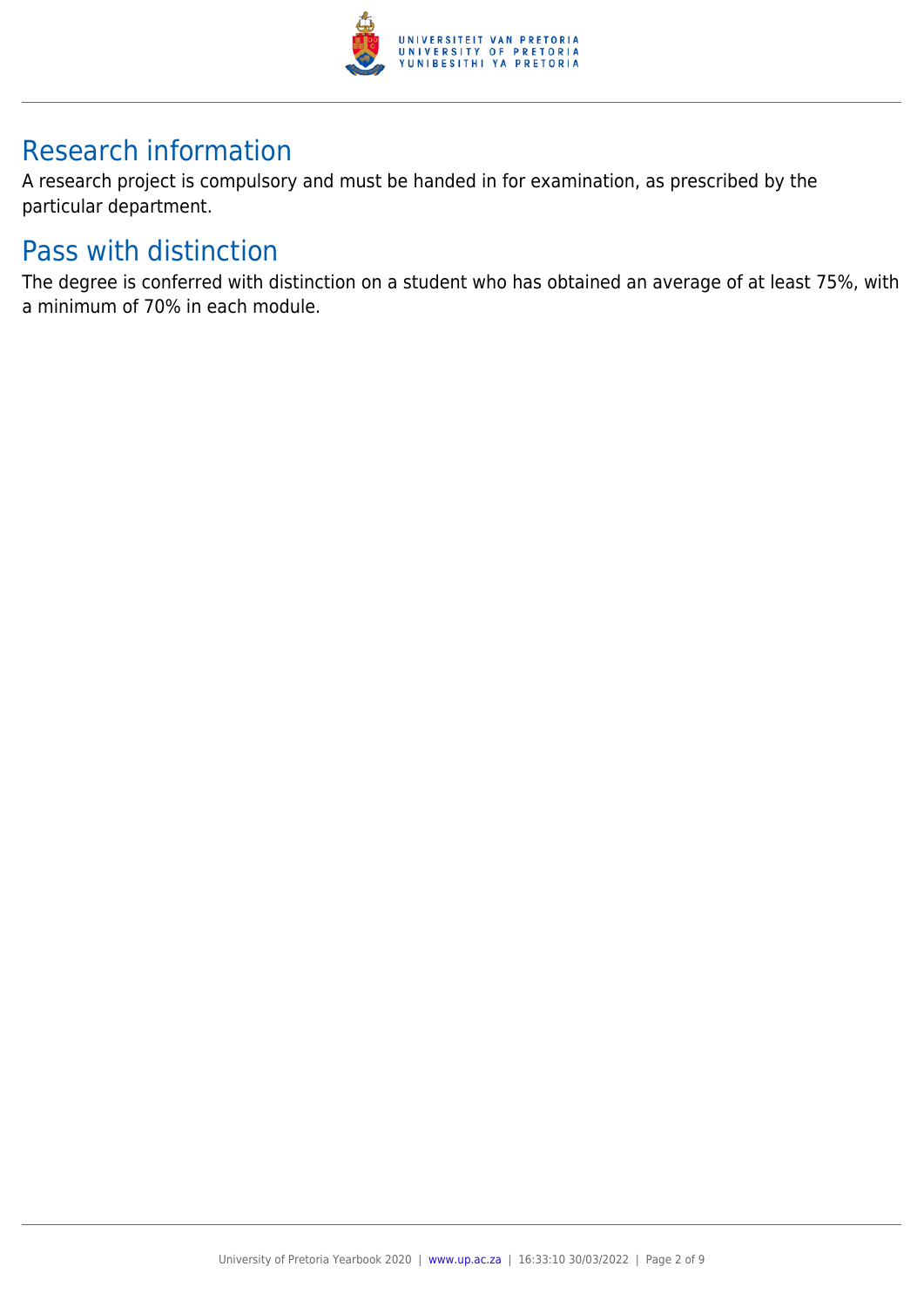## Research information

A research project is compulsory and must be handed in for examination, as prescribed by the particular department.

## Pass with distinction

The degree is conferred with distinction on a student who has obtained an average of at least 75%, with a minimum of 70% in each module.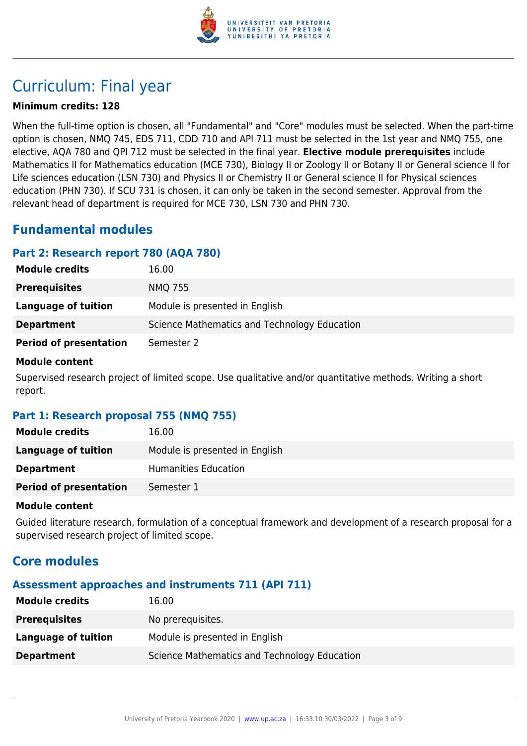# Curriculum: Final year

**Minimum credits: 128**

When the full-time option is chosen, all "Fundamental" and "Core" modules must be selected. When the part-time option is chosen, NMQ 745, EDS 711, CDD 710 and API 711 must be selected in the 1st year and NMQ 755, one elective, AQA 780 and QPI 712 must be selected in the final year. **Elective module prerequisites** include Mathematics II for Mathematics education (MCE 730), Biology II or Zoology II or Botany II or General science ll for Life sciences education (LSN 730) and Physics II or Chemistry II or General science II for Physical sciences education (PHN 730). If SCU 731 is chosen, it can only be taken in the second semester. Approval from the relevant head of department is required for MCE 730, LSN 730 and PHN 730.

## Fundamental modules

### Part 2: Research report 780 (AQA 780)

| | |
|---|---|
| **Module credits** | 16.00 |
| **Prerequisites** | NMQ 755 |
| **Language of tuition** | Module is presented in English |
| **Department** | Science Mathematics and Technology Education |
| **Period of presentation** | Semester 2 |

**Module content**

Supervised research project of limited scope. Use qualitative and/or quantitative methods. Writing a short report.

### Part 1: Research proposal 755 (NMQ 755)

| | |
|---|---|
| **Module credits** | 16.00 |
| **Language of tuition** | Module is presented in English |
| **Department** | Humanities Education |
| **Period of presentation** | Semester 1 |

**Module content**

Guided literature research, formulation of a conceptual framework and development of a research proposal for a supervised research project of limited scope.

## Core modules

### Assessment approaches and instruments 711 (API 711)

| | |
|---|---|
| **Module credits** | 16.00 |
| **Prerequisites** | No prerequisites. |
| **Language of tuition** | Module is presented in English |
| **Department** | Science Mathematics and Technology Education |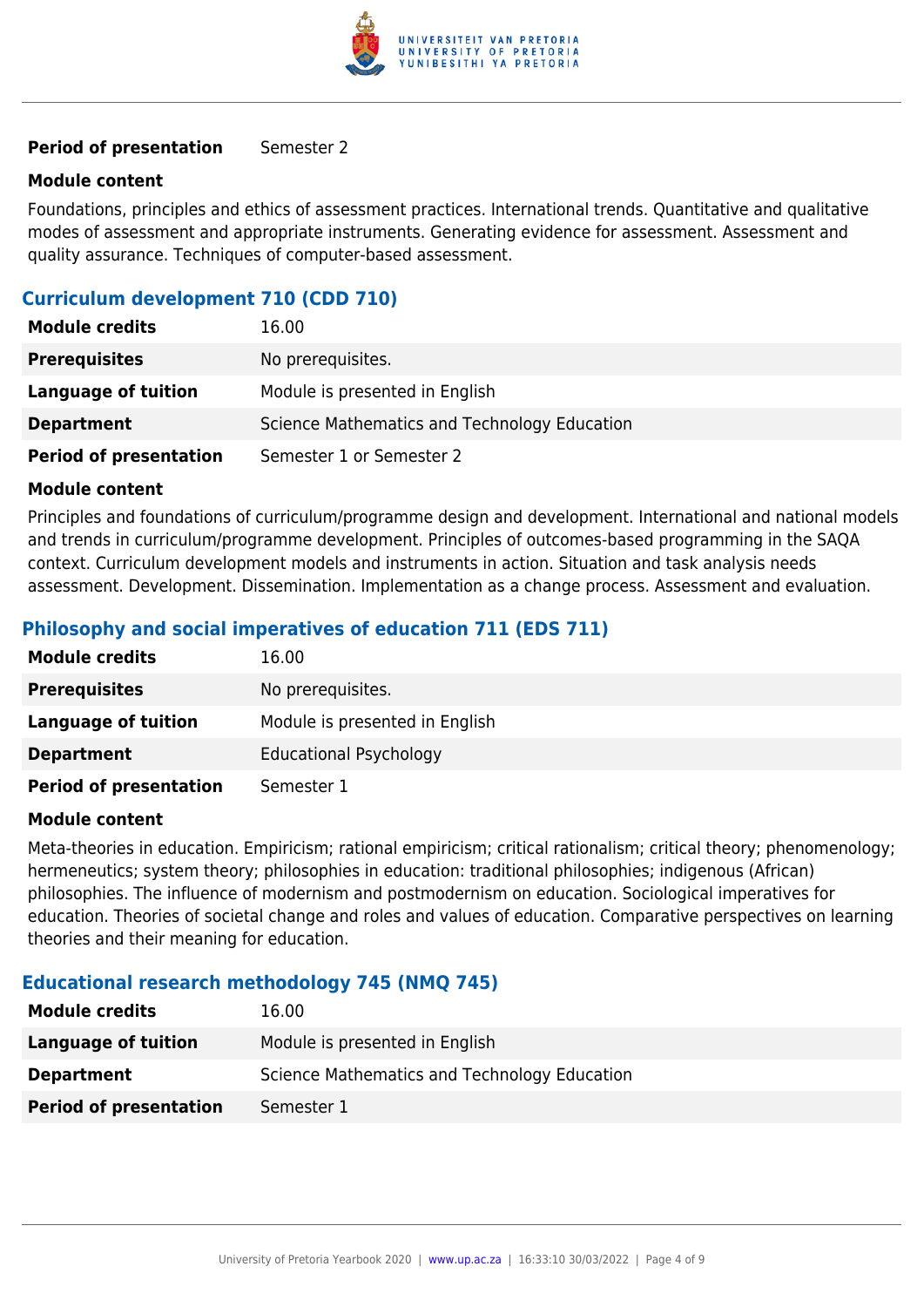| | |
|---|---|
| **Period of presentation** | Semester 2 |

**Module content**

Foundations, principles and ethics of assessment practices. International trends. Quantitative and qualitative modes of assessment and appropriate instruments. Generating evidence for assessment. Assessment and quality assurance. Techniques of computer-based assessment.

### Curriculum development 710 (CDD 710)

| | |
|---|---|
| **Module credits** | 16.00 |
| **Prerequisites** | No prerequisites. |
| **Language of tuition** | Module is presented in English |
| **Department** | Science Mathematics and Technology Education |
| **Period of presentation** | Semester 1 or Semester 2 |

**Module content**

Principles and foundations of curriculum/programme design and development. International and national models and trends in curriculum/programme development. Principles of outcomes-based programming in the SAQA context. Curriculum development models and instruments in action. Situation and task analysis needs assessment. Development. Dissemination. Implementation as a change process. Assessment and evaluation.

### Philosophy and social imperatives of education 711 (EDS 711)

| | |
|---|---|
| **Module credits** | 16.00 |
| **Prerequisites** | No prerequisites. |
| **Language of tuition** | Module is presented in English |
| **Department** | Educational Psychology |
| **Period of presentation** | Semester 1 |

**Module content**

Meta-theories in education. Empiricism; rational empiricism; critical rationalism; critical theory; phenomenology; hermeneutics; system theory; philosophies in education: traditional philosophies; indigenous (African) philosophies. The influence of modernism and postmodernism on education. Sociological imperatives for education. Theories of societal change and roles and values of education. Comparative perspectives on learning theories and their meaning for education.

### Educational research methodology 745 (NMQ 745)

| | |
|---|---|
| **Module credits** | 16.00 |
| **Language of tuition** | Module is presented in English |
| **Department** | Science Mathematics and Technology Education |
| **Period of presentation** | Semester 1 |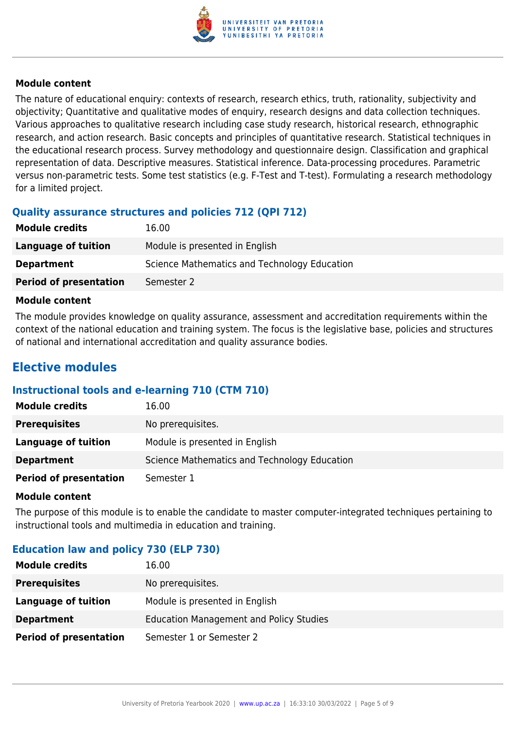**Module content**

The nature of educational enquiry: contexts of research, research ethics, truth, rationality, subjectivity and objectivity; Quantitative and qualitative modes of enquiry, research designs and data collection techniques. Various approaches to qualitative research including case study research, historical research, ethnographic research, and action research. Basic concepts and principles of quantitative research. Statistical techniques in the educational research process. Survey methodology and questionnaire design. Classification and graphical representation of data. Descriptive measures. Statistical inference. Data-processing procedures. Parametric versus non-parametric tests. Some test statistics (e.g. F-Test and T-test). Formulating a research methodology for a limited project.

### Quality assurance structures and policies 712 (QPI 712)

| | |
|---|---|
| **Module credits** | 16.00 |
| **Language of tuition** | Module is presented in English |
| **Department** | Science Mathematics and Technology Education |
| **Period of presentation** | Semester 2 |

**Module content**

The module provides knowledge on quality assurance, assessment and accreditation requirements within the context of the national education and training system. The focus is the legislative base, policies and structures of national and international accreditation and quality assurance bodies.

## Elective modules

### Instructional tools and e-learning 710 (CTM 710)

| | |
|---|---|
| **Module credits** | 16.00 |
| **Prerequisites** | No prerequisites. |
| **Language of tuition** | Module is presented in English |
| **Department** | Science Mathematics and Technology Education |
| **Period of presentation** | Semester 1 |

**Module content**

The purpose of this module is to enable the candidate to master computer-integrated techniques pertaining to instructional tools and multimedia in education and training.

### Education law and policy 730 (ELP 730)

| | |
|---|---|
| **Module credits** | 16.00 |
| **Prerequisites** | No prerequisites. |
| **Language of tuition** | Module is presented in English |
| **Department** | Education Management and Policy Studies |
| **Period of presentation** | Semester 1 or Semester 2 |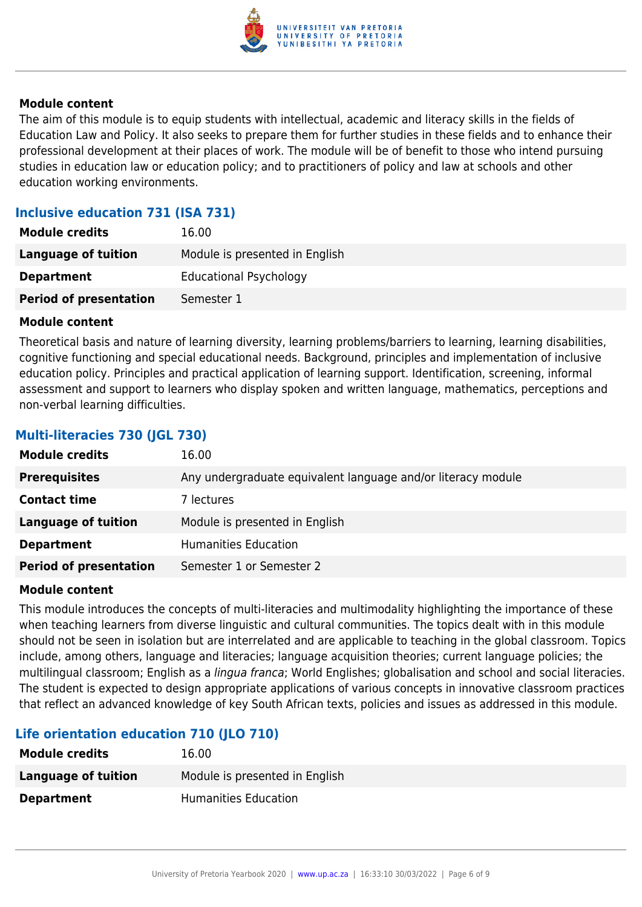#### Module content

The aim of this module is to equip students with intellectual, academic and literacy skills in the fields of Education Law and Policy. It also seeks to prepare them for further studies in these fields and to enhance their professional development at their places of work. The module will be of benefit to those who intend pursuing studies in education law or education policy; and to practitioners of policy and law at schools and other education working environments.

### Inclusive education 731 (ISA 731)

| | |
|---|---|
| **Module credits** | 16.00 |
| **Language of tuition** | Module is presented in English |
| **Department** | Educational Psychology |
| **Period of presentation** | Semester 1 |

#### Module content

Theoretical basis and nature of learning diversity, learning problems/barriers to learning, learning disabilities, cognitive functioning and special educational needs. Background, principles and implementation of inclusive education policy. Principles and practical application of learning support. Identification, screening, informal assessment and support to learners who display spoken and written language, mathematics, perceptions and non-verbal learning difficulties.

### Multi-literacies 730 (JGL 730)

| | |
|---|---|
| **Module credits** | 16.00 |
| **Prerequisites** | Any undergraduate equivalent language and/or literacy module |
| **Contact time** | 7 lectures |
| **Language of tuition** | Module is presented in English |
| **Department** | Humanities Education |
| **Period of presentation** | Semester 1 or Semester 2 |

#### Module content

This module introduces the concepts of multi-literacies and multimodality highlighting the importance of these when teaching learners from diverse linguistic and cultural communities. The topics dealt with in this module should not be seen in isolation but are interrelated and are applicable to teaching in the global classroom. Topics include, among others, language and literacies; language acquisition theories; current language policies; the multilingual classroom; English as a *lingua franca*; World Englishes; globalisation and school and social literacies. The student is expected to design appropriate applications of various concepts in innovative classroom practices that reflect an advanced knowledge of key South African texts, policies and issues as addressed in this module.

### Life orientation education 710 (JLO 710)

| | |
|---|---|
| **Module credits** | 16.00 |
| **Language of tuition** | Module is presented in English |
| **Department** | Humanities Education |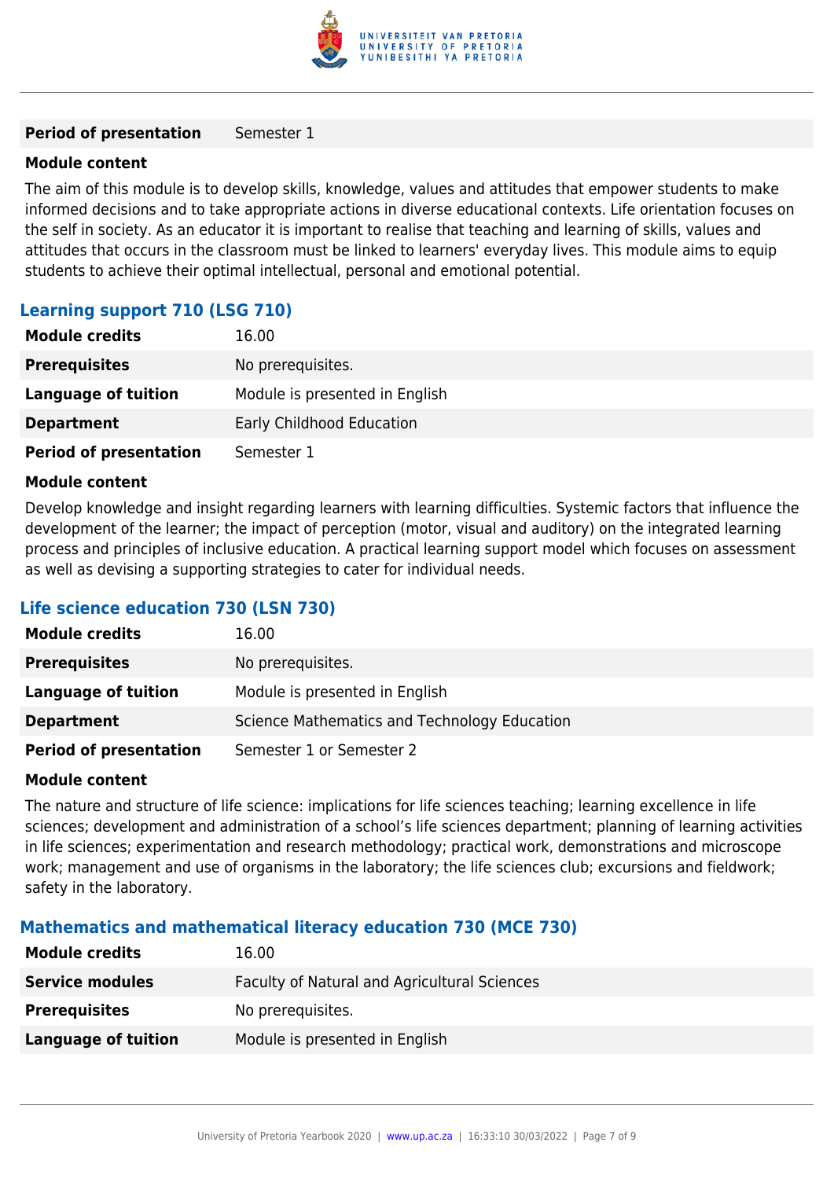| | |
|---|---|
| **Period of presentation** | Semester 1 |

**Module content**

The aim of this module is to develop skills, knowledge, values and attitudes that empower students to make informed decisions and to take appropriate actions in diverse educational contexts. Life orientation focuses on the self in society. As an educator it is important to realise that teaching and learning of skills, values and attitudes that occurs in the classroom must be linked to learners' everyday lives. This module aims to equip students to achieve their optimal intellectual, personal and emotional potential.

### Learning support 710 (LSG 710)

| | |
|---|---|
| **Module credits** | 16.00 |
| **Prerequisites** | No prerequisites. |
| **Language of tuition** | Module is presented in English |
| **Department** | Early Childhood Education |
| **Period of presentation** | Semester 1 |

**Module content**

Develop knowledge and insight regarding learners with learning difficulties. Systemic factors that influence the development of the learner; the impact of perception (motor, visual and auditory) on the integrated learning process and principles of inclusive education. A practical learning support model which focuses on assessment as well as devising a supporting strategies to cater for individual needs.

### Life science education 730 (LSN 730)

| | |
|---|---|
| **Module credits** | 16.00 |
| **Prerequisites** | No prerequisites. |
| **Language of tuition** | Module is presented in English |
| **Department** | Science Mathematics and Technology Education |
| **Period of presentation** | Semester 1 or Semester 2 |

**Module content**

The nature and structure of life science: implications for life sciences teaching; learning excellence in life sciences; development and administration of a school's life sciences department; planning of learning activities in life sciences; experimentation and research methodology; practical work, demonstrations and microscope work; management and use of organisms in the laboratory; the life sciences club; excursions and fieldwork; safety in the laboratory.

### Mathematics and mathematical literacy education 730 (MCE 730)

| | |
|---|---|
| **Module credits** | 16.00 |
| **Service modules** | Faculty of Natural and Agricultural Sciences |
| **Prerequisites** | No prerequisites. |
| **Language of tuition** | Module is presented in English |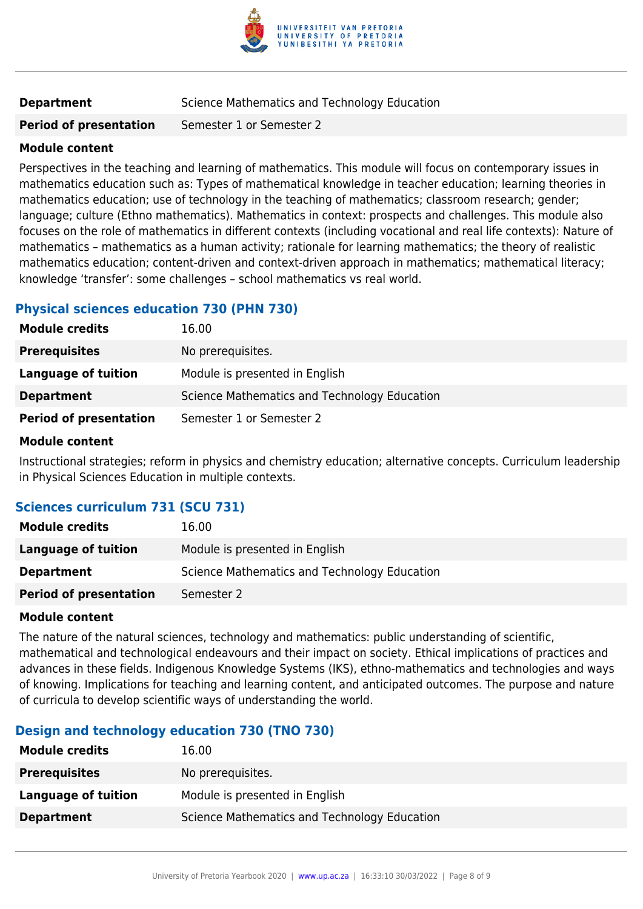| | |
|---|---|
| **Department** | Science Mathematics and Technology Education |
| **Period of presentation** | Semester 1 or Semester 2 |

**Module content**

Perspectives in the teaching and learning of mathematics. This module will focus on contemporary issues in mathematics education such as: Types of mathematical knowledge in teacher education; learning theories in mathematics education; use of technology in the teaching of mathematics; classroom research; gender; language; culture (Ethno mathematics). Mathematics in context: prospects and challenges. This module also focuses on the role of mathematics in different contexts (including vocational and real life contexts): Nature of mathematics – mathematics as a human activity; rationale for learning mathematics; the theory of realistic mathematics education; content-driven and context-driven approach in mathematics; mathematical literacy; knowledge 'transfer': some challenges – school mathematics vs real world.

### Physical sciences education 730 (PHN 730)

| | |
|---|---|
| **Module credits** | 16.00 |
| **Prerequisites** | No prerequisites. |
| **Language of tuition** | Module is presented in English |
| **Department** | Science Mathematics and Technology Education |
| **Period of presentation** | Semester 1 or Semester 2 |

**Module content**

Instructional strategies; reform in physics and chemistry education; alternative concepts. Curriculum leadership in Physical Sciences Education in multiple contexts.

### Sciences curriculum 731 (SCU 731)

| | |
|---|---|
| **Module credits** | 16.00 |
| **Language of tuition** | Module is presented in English |
| **Department** | Science Mathematics and Technology Education |
| **Period of presentation** | Semester 2 |

**Module content**

The nature of the natural sciences, technology and mathematics: public understanding of scientific, mathematical and technological endeavours and their impact on society. Ethical implications of practices and advances in these fields. Indigenous Knowledge Systems (IKS), ethno-mathematics and technologies and ways of knowing. Implications for teaching and learning content, and anticipated outcomes. The purpose and nature of curricula to develop scientific ways of understanding the world.

### Design and technology education 730 (TNO 730)

| | |
|---|---|
| **Module credits** | 16.00 |
| **Prerequisites** | No prerequisites. |
| **Language of tuition** | Module is presented in English |
| **Department** | Science Mathematics and Technology Education |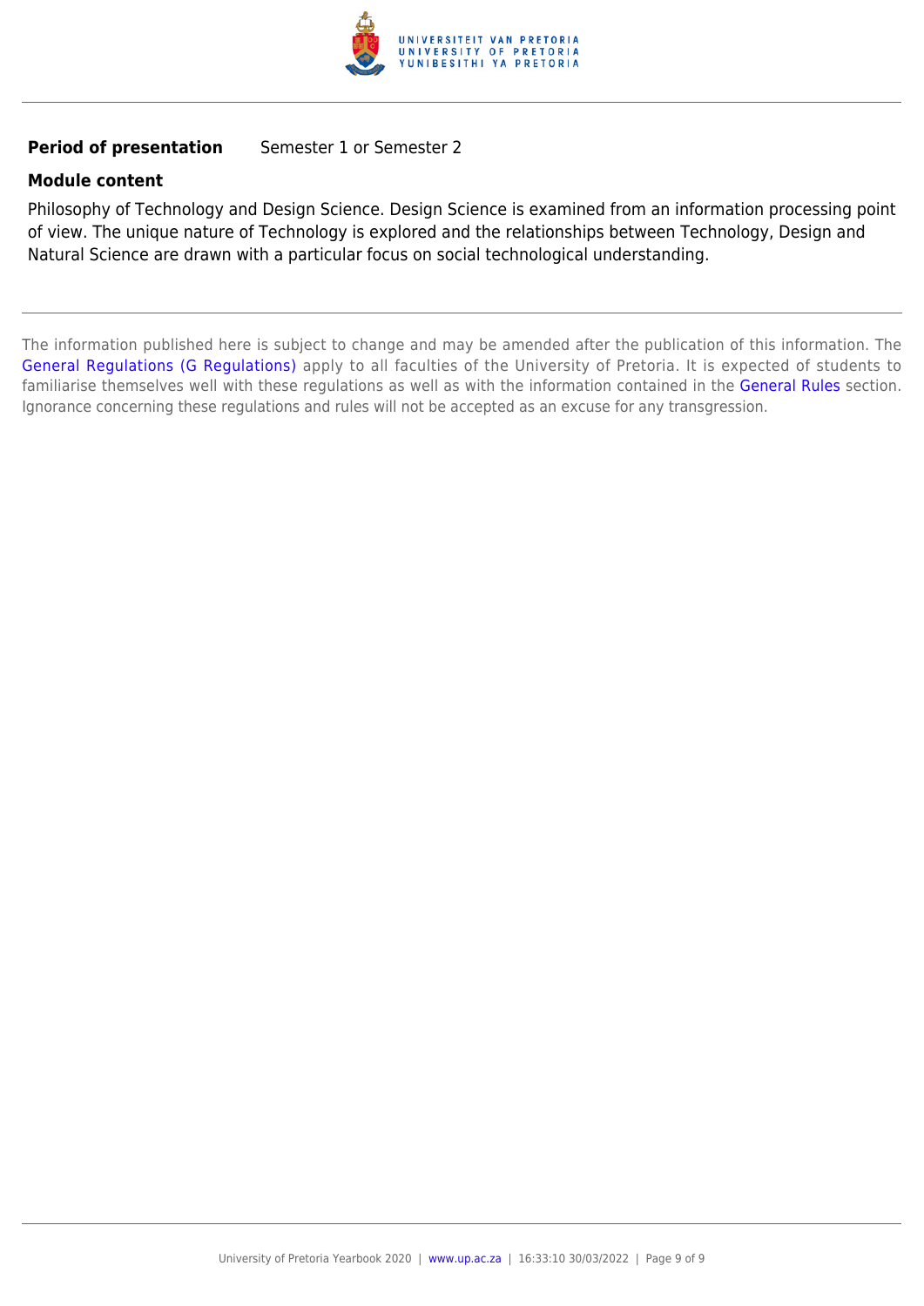**Period of presentation** Semester 1 or Semester 2

**Module content**

Philosophy of Technology and Design Science. Design Science is examined from an information processing point of view. The unique nature of Technology is explored and the relationships between Technology, Design and Natural Science are drawn with a particular focus on social technological understanding.

---

The information published here is subject to change and may be amended after the publication of this information. The General Regulations (G Regulations) apply to all faculties of the University of Pretoria. It is expected of students to familiarise themselves well with these regulations as well as with the information contained in the General Rules section. Ignorance concerning these regulations and rules will not be accepted as an excuse for any transgression.